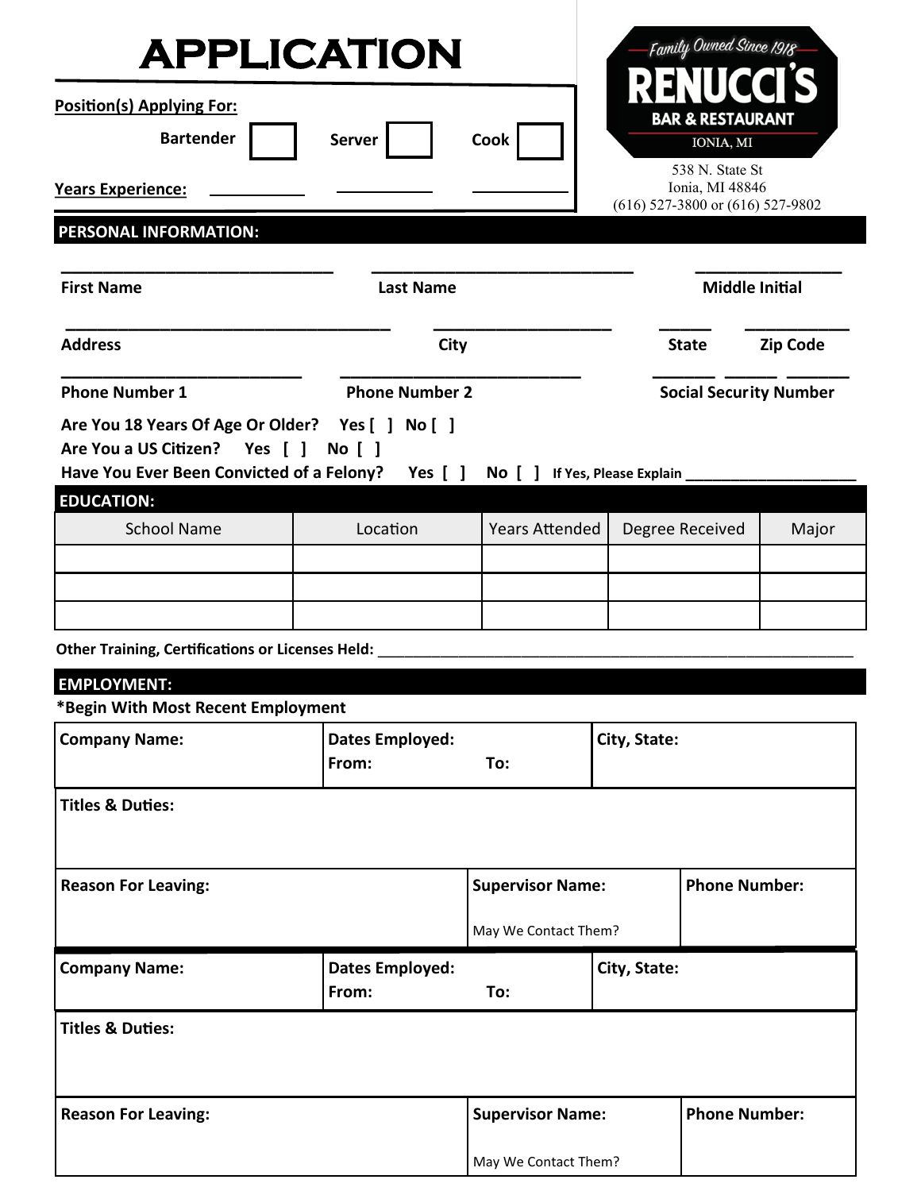# APPLICATION

**Family Owned Since 1918**
**RENUCCI'S**
**BAR & RESTAURANT**
IONIA, MI

538 N. State St
Ionia, MI 48846
(616) 527-3800 or (616) 527-9802

**Position(s) Applying For:**

Bartender [ ] Server [ ] Cook [ ]

**Years Experience:** ___________ ___________ ___________

## PERSONAL INFORMATION:

_______________________________ _______________________________ ________________
**First Name** **Last Name** **Middle Initial**

____________________________________ ____________________ ______ ___________
**Address** **City** **State** **Zip Code**

___________________________ ___________________________ _______ ______ _______
**Phone Number 1** **Phone Number 2** **Social Security Number**

**Are You 18 Years Of Age Or Older?** Yes [ ] No [ ]
**Are You a US Citizen?** Yes [ ] No [ ]
**Have You Ever Been Convicted of a Felony?** Yes [ ] No [ ] **If Yes, Please Explain** _____________________

## EDUCATION:

| School Name | Location | Years Attended | Degree Received | Major |
| --- | --- | --- | --- | --- |
| | | | | |
| | | | | |
| | | | | |

**Other Training, Certifications or Licenses Held:** ______________________________________________________________

## EMPLOYMENT:

**\*Begin With Most Recent Employment**

| **Company Name:** | **Dates Employed:** From: To: | **City, State:** |
| --- | --- | --- |
| **Titles & Duties:** | | |
| **Reason For Leaving:** | **Supervisor Name:** May We Contact Them? | **Phone Number:** |

| **Company Name:** | **Dates Employed:** From: To: | **City, State:** |
| --- | --- | --- |
| **Titles & Duties:** | | |
| **Reason For Leaving:** | **Supervisor Name:** May We Contact Them? | **Phone Number:** |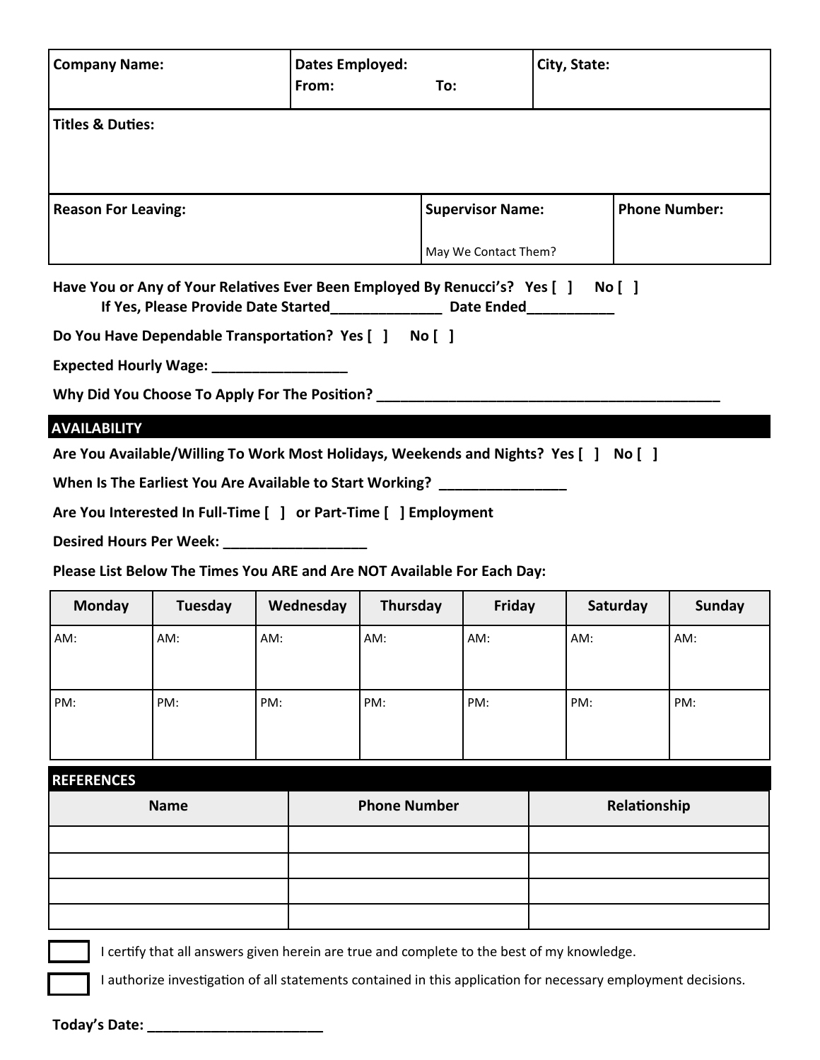| Company Name: | Dates Employed: From: To: | City, State: |
|---|---|---|
| **Titles & Duties:** | | |

| Reason For Leaving: | Supervisor Name: May We Contact Them? | Phone Number: |
|---|---|---|
| | | |

**Have You or Any of Your Relatives Ever Been Employed By Renucci's? Yes [ ] No [ ]**
**If Yes, Please Provide Date Started______________ Date Ended___________**

**Do You Have Dependable Transportation? Yes [ ] No [ ]**

**Expected Hourly Wage: _________________**

**Why Did You Choose To Apply For The Position? ____________________________________________**

## AVAILABILITY

**Are You Available/Willing To Work Most Holidays, Weekends and Nights? Yes [ ] No [ ]**

**When Is The Earliest You Are Available to Start Working? ________________**

**Are You Interested In Full-Time [ ] or Part-Time [ ] Employment**

**Desired Hours Per Week: __________________**

**Please List Below The Times You ARE and Are NOT Available For Each Day:**

| Monday | Tuesday | Wednesday | Thursday | Friday | Saturday | Sunday |
|---|---|---|---|---|---|---|
| AM: | AM: | AM: | AM: | AM: | AM: | AM: |
| PM: | PM: | PM: | PM: | PM: | PM: | PM: |

## REFERENCES

| Name | Phone Number | Relationship |
|---|---|---|
| | | |
| | | |
| | | |
| | | |

[ ] I certify that all answers given herein are true and complete to the best of my knowledge.

[ ] I authorize investigation of all statements contained in this application for necessary employment decisions.

**Today's Date: _______________________**